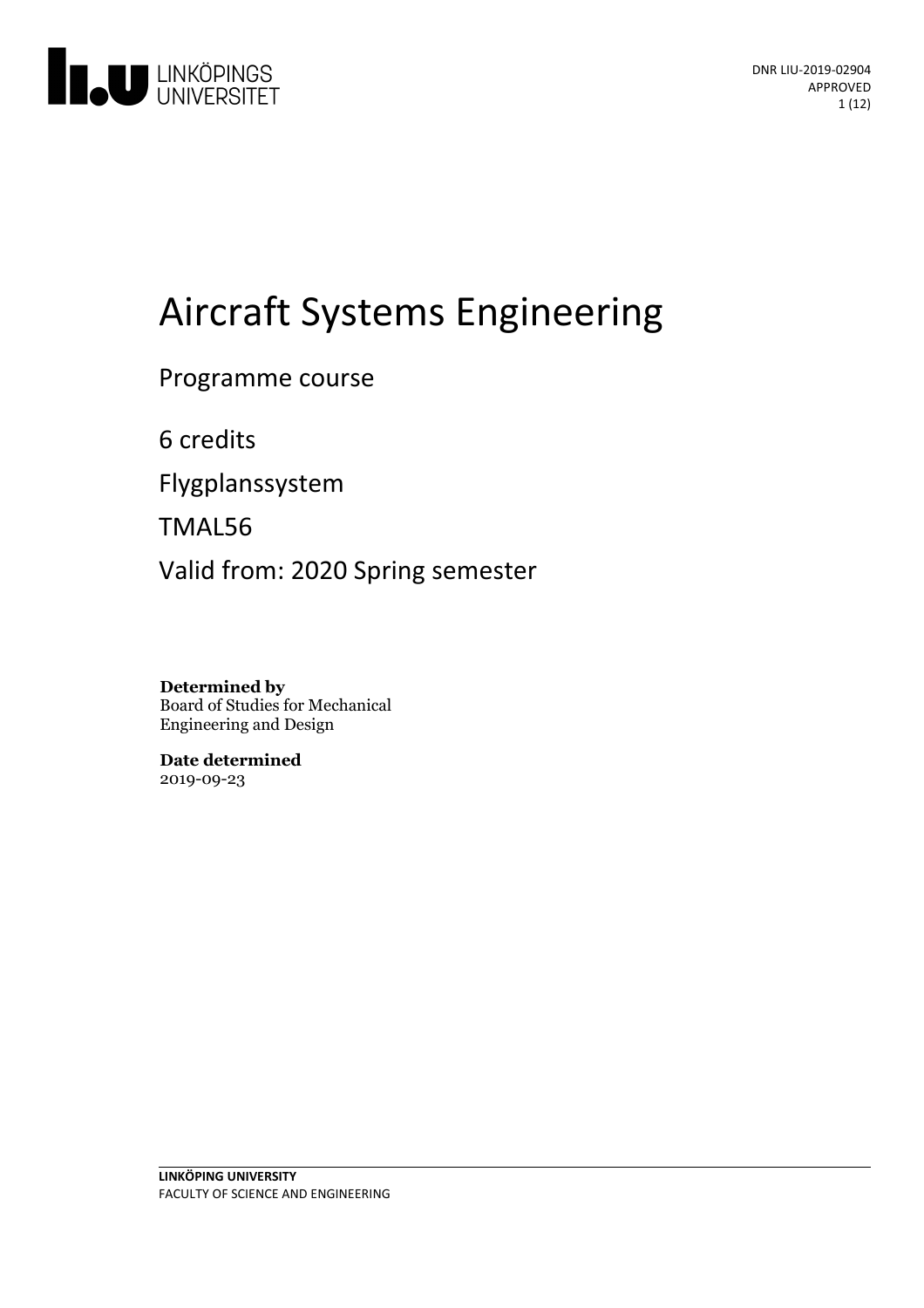DNR LIU-2019-02904
APPROVED

# Aircraft Systems Engineering

Programme course

6 credits

Flygplanssystem

TMAL56

Valid from: 2020 Spring semester

**Determined by**
Board of Studies for Mechanical Engineering and Design

**Date determined**
2019-09-23

**LINKÖPING UNIVERSITY**
FACULTY OF SCIENCE AND ENGINEERING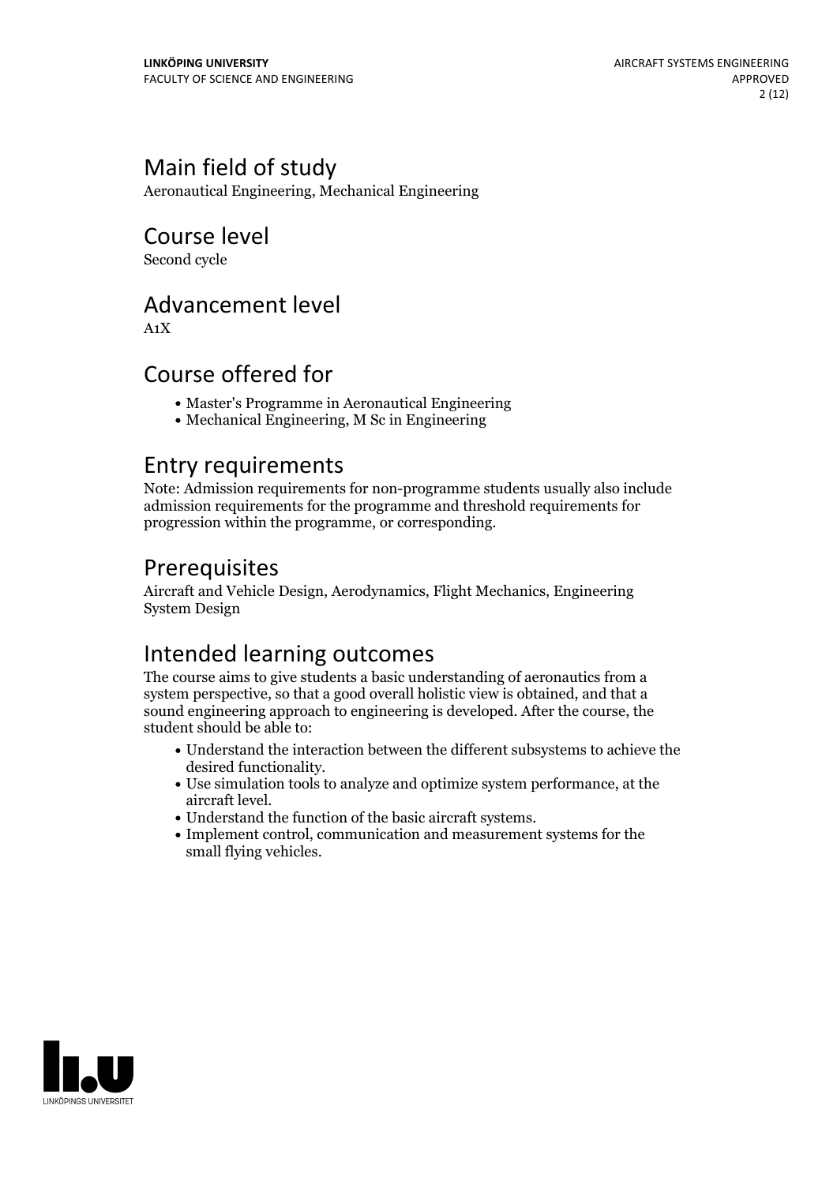## Main field of study

Aeronautical Engineering, Mechanical Engineering

## Course level

Second cycle

## Advancement level

A1X

## Course offered for

- Master's Programme in Aeronautical Engineering
- Mechanical Engineering, M Sc in Engineering

## Entry requirements

Note: Admission requirements for non-programme students usually also include admission requirements for the programme and threshold requirements for progression within the programme, or corresponding.

## Prerequisites

Aircraft and Vehicle Design, Aerodynamics, Flight Mechanics, Engineering System Design

## Intended learning outcomes

The course aims to give students a basic understanding of aeronautics from a system perspective, so that a good overall holistic view is obtained, and that a sound engineering approach to engineering is developed. After the course, the student should be able to:

- Understand the interaction between the different subsystems to achieve the desired functionality.
- Use simulation tools to analyze and optimize system performance, at the aircraft level.
- Understand the function of the basic aircraft systems.
- Implement control, communication and measurement systems for the small flying vehicles.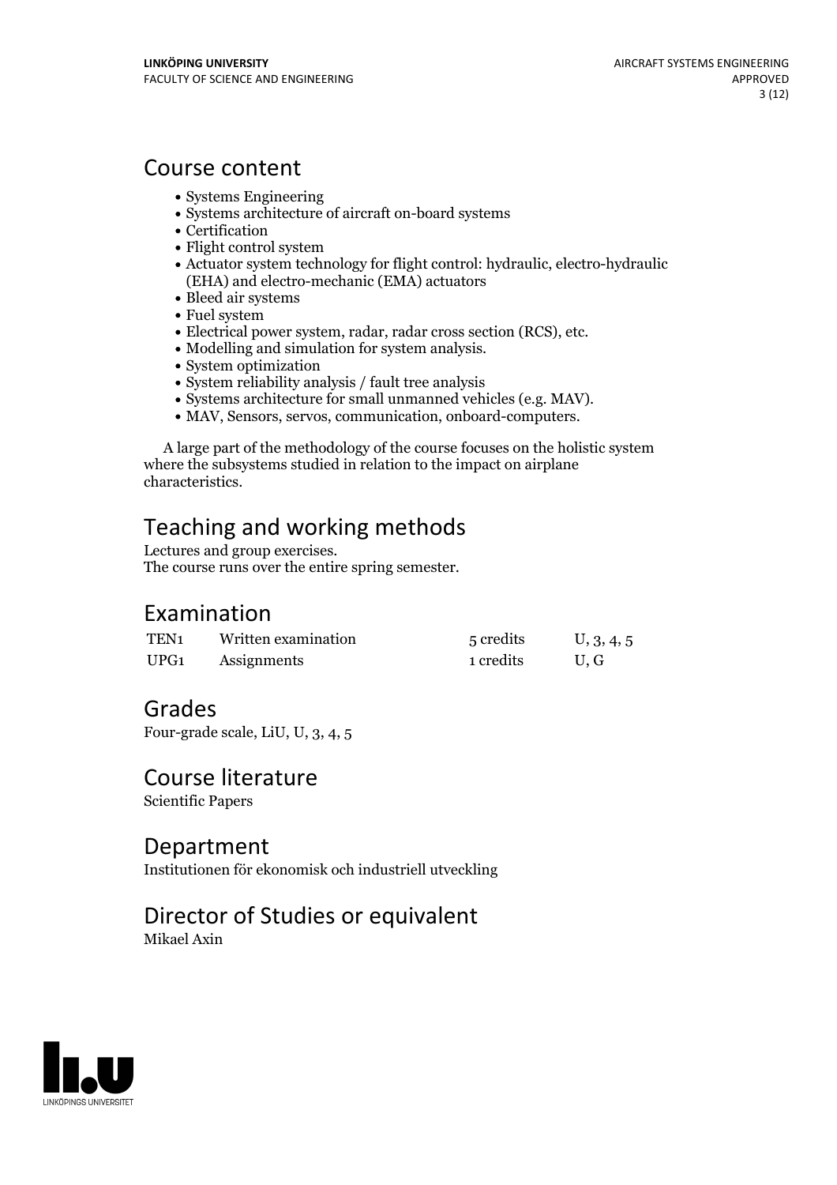## Course content

- Systems Engineering
- Systems architecture of aircraft on-board systems
- Certification
- Flight control system
- Actuator system technology for flight control: hydraulic, electro-hydraulic (EHA) and electro-mechanic (EMA) actuators
- Bleed air systems
- Fuel system
- Electrical power system, radar, radar cross section (RCS), etc.
- Modelling and simulation for system analysis.
- System optimization
- System reliability analysis / fault tree analysis
- Systems architecture for small unmanned vehicles (e.g. MAV).
- MAV, Sensors, servos, communication, onboard-computers.

A large part of the methodology of the course focuses on the holistic system where the subsystems studied in relation to the impact on airplane characteristics.

## Teaching and working methods

Lectures and group exercises.
The course runs over the entire spring semester.

## Examination

| | | | |
|---|---|---|---|
| TEN1 | Written examination | 5 credits | U, 3, 4, 5 |
| UPG1 | Assignments | 1 credits | U, G |

## Grades

Four-grade scale, LiU, U, 3, 4, 5

## Course literature

Scientific Papers

## Department

Institutionen för ekonomisk och industriell utveckling

## Director of Studies or equivalent

Mikael Axin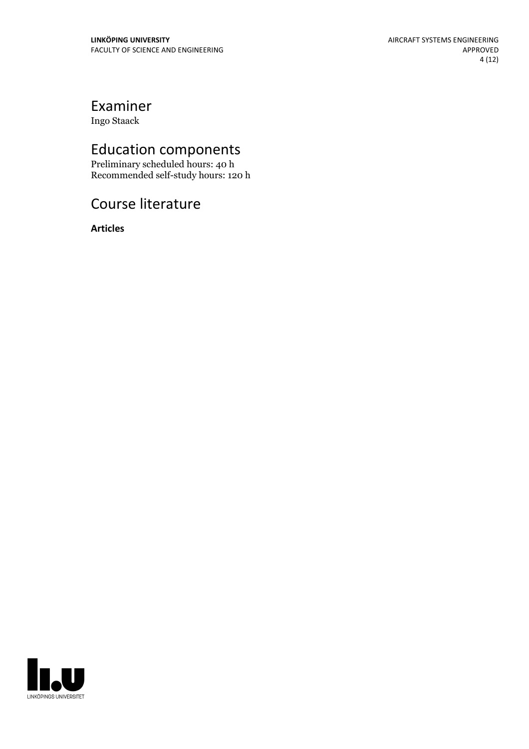## Examiner

Ingo Staack

## Education components

Preliminary scheduled hours: 40 h
Recommended self-study hours: 120 h

## Course literature

**Articles**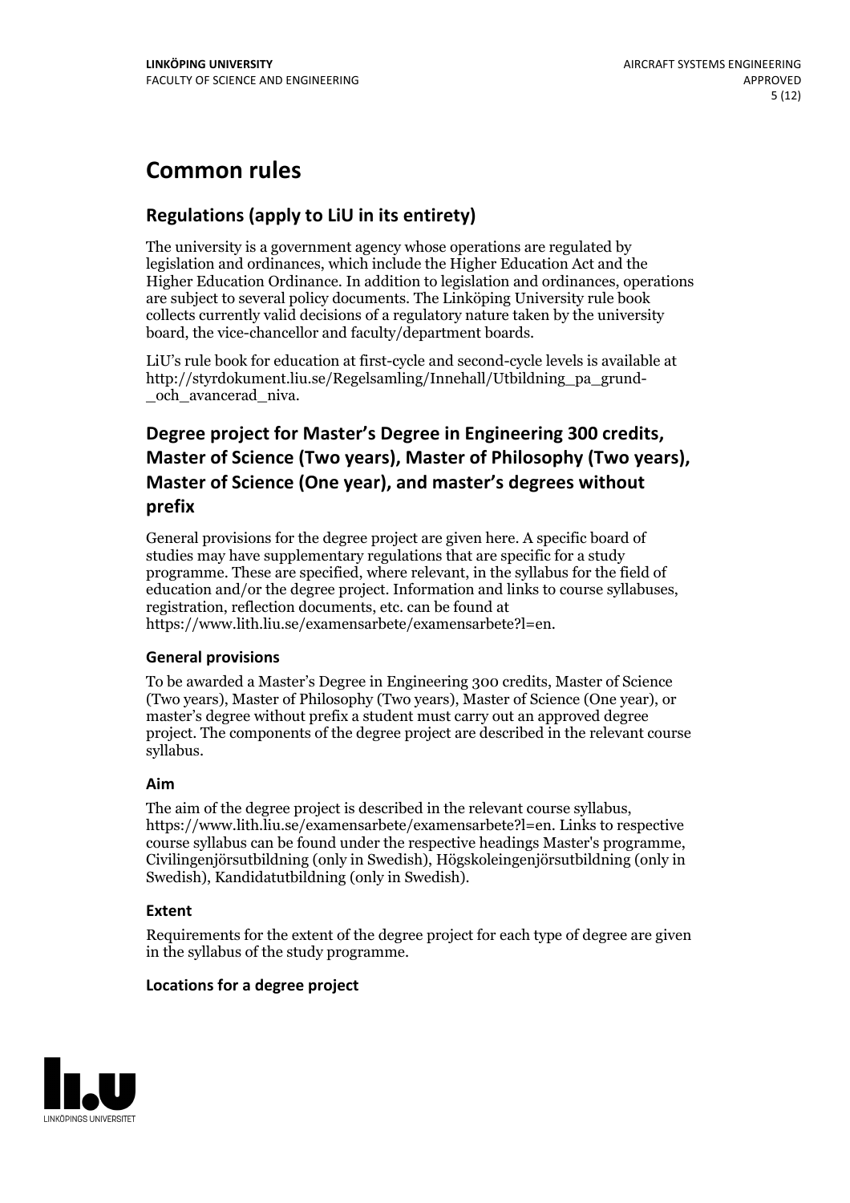# Common rules

## Regulations (apply to LiU in its entirety)

The university is a government agency whose operations are regulated by legislation and ordinances, which include the Higher Education Act and the Higher Education Ordinance. In addition to legislation and ordinances, operations are subject to several policy documents. The Linköping University rule book collects currently valid decisions of a regulatory nature taken by the university board, the vice-chancellor and faculty/department boards.

LiU's rule book for education at first-cycle and second-cycle levels is available at http://styrdokument.liu.se/Regelsamling/Innehall/Utbildning_pa_grund-_och_avancerad_niva.

## Degree project for Master's Degree in Engineering 300 credits, Master of Science (Two years), Master of Philosophy (Two years), Master of Science (One year), and master's degrees without prefix

General provisions for the degree project are given here. A specific board of studies may have supplementary regulations that are specific for a study programme. These are specified, where relevant, in the syllabus for the field of education and/or the degree project. Information and links to course syllabuses, registration, reflection documents, etc. can be found at https://www.lith.liu.se/examensarbete/examensarbete?l=en.

### General provisions

To be awarded a Master's Degree in Engineering 300 credits, Master of Science (Two years), Master of Philosophy (Two years), Master of Science (One year), or master's degree without prefix a student must carry out an approved degree project. The components of the degree project are described in the relevant course syllabus.

### Aim

The aim of the degree project is described in the relevant course syllabus, https://www.lith.liu.se/examensarbete/examensarbete?l=en. Links to respective course syllabus can be found under the respective headings Master's programme, Civilingenjörsutbildning (only in Swedish), Högskoleingenjörsutbildning (only in Swedish), Kandidatutbildning (only in Swedish).

### Extent

Requirements for the extent of the degree project for each type of degree are given in the syllabus of the study programme.

### Locations for a degree project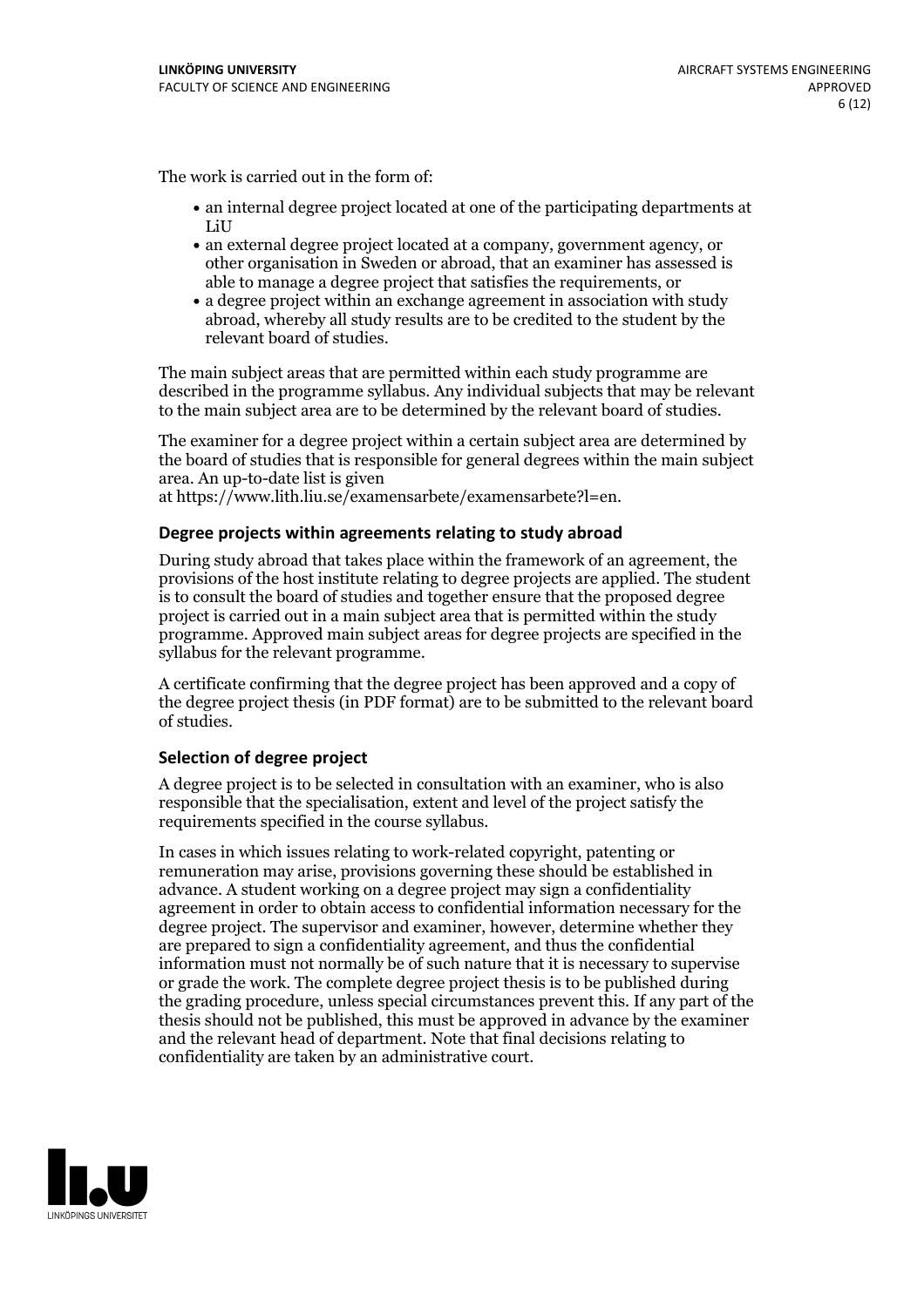The work is carried out in the form of:

- an internal degree project located at one of the participating departments at LiU
- an external degree project located at a company, government agency, or other organisation in Sweden or abroad, that an examiner has assessed is able to manage a degree project that satisfies the requirements, or
- a degree project within an exchange agreement in association with study abroad, whereby all study results are to be credited to the student by the relevant board of studies.

The main subject areas that are permitted within each study programme are described in the programme syllabus. Any individual subjects that may be relevant to the main subject area are to be determined by the relevant board of studies.

The examiner for a degree project within a certain subject area are determined by the board of studies that is responsible for general degrees within the main subject area. An up-to-date list is given at https://www.lith.liu.se/examensarbete/examensarbete?l=en.

### Degree projects within agreements relating to study abroad

During study abroad that takes place within the framework of an agreement, the provisions of the host institute relating to degree projects are applied. The student is to consult the board of studies and together ensure that the proposed degree project is carried out in a main subject area that is permitted within the study programme. Approved main subject areas for degree projects are specified in the syllabus for the relevant programme.

A certificate confirming that the degree project has been approved and a copy of the degree project thesis (in PDF format) are to be submitted to the relevant board of studies.

### Selection of degree project

A degree project is to be selected in consultation with an examiner, who is also responsible that the specialisation, extent and level of the project satisfy the requirements specified in the course syllabus.

In cases in which issues relating to work-related copyright, patenting or remuneration may arise, provisions governing these should be established in advance. A student working on a degree project may sign a confidentiality agreement in order to obtain access to confidential information necessary for the degree project. The supervisor and examiner, however, determine whether they are prepared to sign a confidentiality agreement, and thus the confidential information must not normally be of such nature that it is necessary to supervise or grade the work. The complete degree project thesis is to be published during the grading procedure, unless special circumstances prevent this. If any part of the thesis should not be published, this must be approved in advance by the examiner and the relevant head of department. Note that final decisions relating to confidentiality are taken by an administrative court.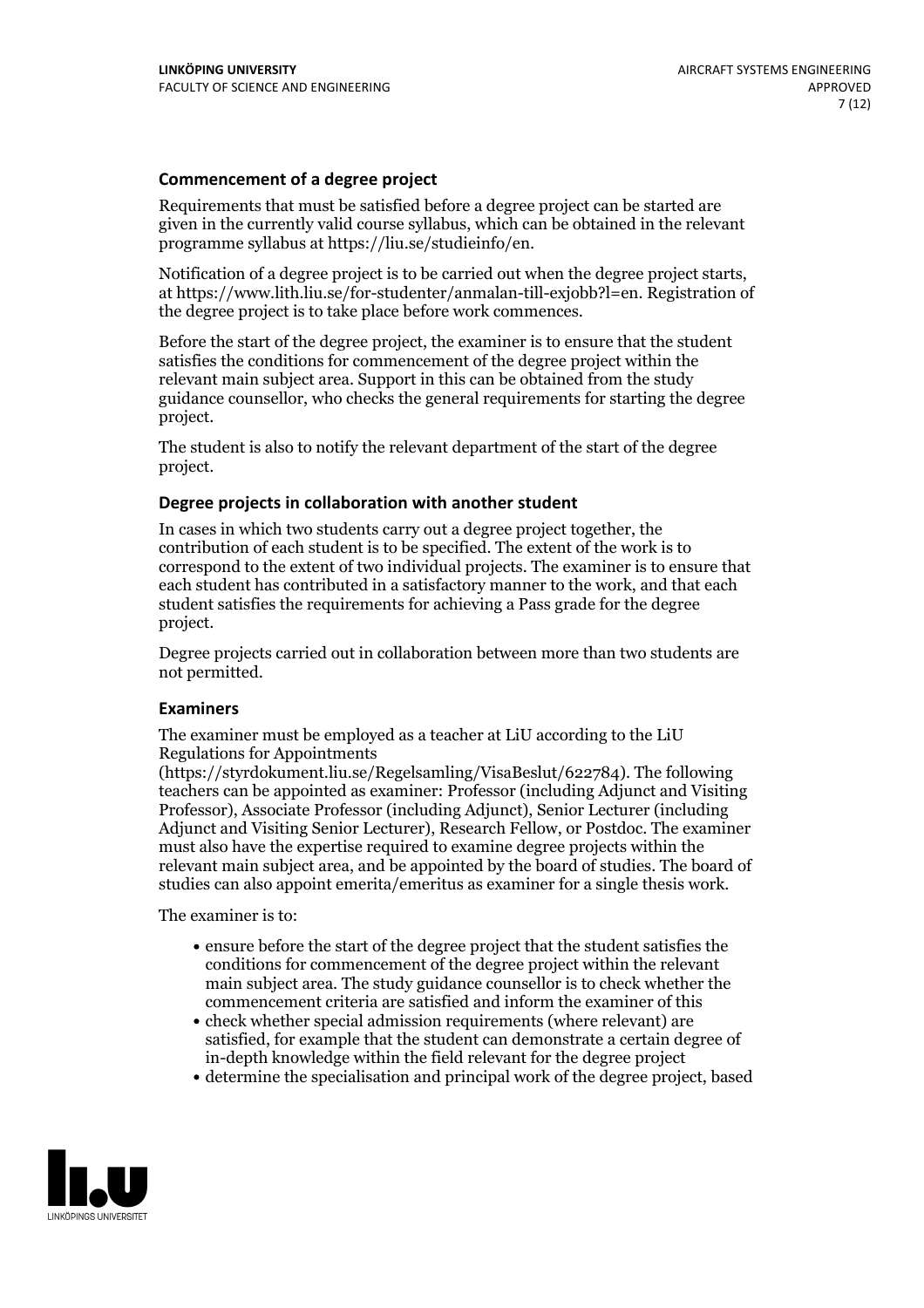### Commencement of a degree project

Requirements that must be satisfied before a degree project can be started are given in the currently valid course syllabus, which can be obtained in the relevant programme syllabus at https://liu.se/studieinfo/en.

Notification of a degree project is to be carried out when the degree project starts, at https://www.lith.liu.se/for-studenter/anmalan-till-exjobb?l=en. Registration of the degree project is to take place before work commences.

Before the start of the degree project, the examiner is to ensure that the student satisfies the conditions for commencement of the degree project within the relevant main subject area. Support in this can be obtained from the study guidance counsellor, who checks the general requirements for starting the degree project.

The student is also to notify the relevant department of the start of the degree project.

### Degree projects in collaboration with another student

In cases in which two students carry out a degree project together, the contribution of each student is to be specified. The extent of the work is to correspond to the extent of two individual projects. The examiner is to ensure that each student has contributed in a satisfactory manner to the work, and that each student satisfies the requirements for achieving a Pass grade for the degree project.

Degree projects carried out in collaboration between more than two students are not permitted.

### Examiners

The examiner must be employed as a teacher at LiU according to the LiU Regulations for Appointments (https://styrdokument.liu.se/Regelsamling/VisaBeslut/622784). The following teachers can be appointed as examiner: Professor (including Adjunct and Visiting Professor), Associate Professor (including Adjunct), Senior Lecturer (including Adjunct and Visiting Senior Lecturer), Research Fellow, or Postdoc. The examiner must also have the expertise required to examine degree projects within the relevant main subject area, and be appointed by the board of studies. The board of studies can also appoint emerita/emeritus as examiner for a single thesis work.

The examiner is to:

- ensure before the start of the degree project that the student satisfies the conditions for commencement of the degree project within the relevant main subject area. The study guidance counsellor is to check whether the commencement criteria are satisfied and inform the examiner of this
- check whether special admission requirements (where relevant) are satisfied, for example that the student can demonstrate a certain degree of in-depth knowledge within the field relevant for the degree project
- determine the specialisation and principal work of the degree project, based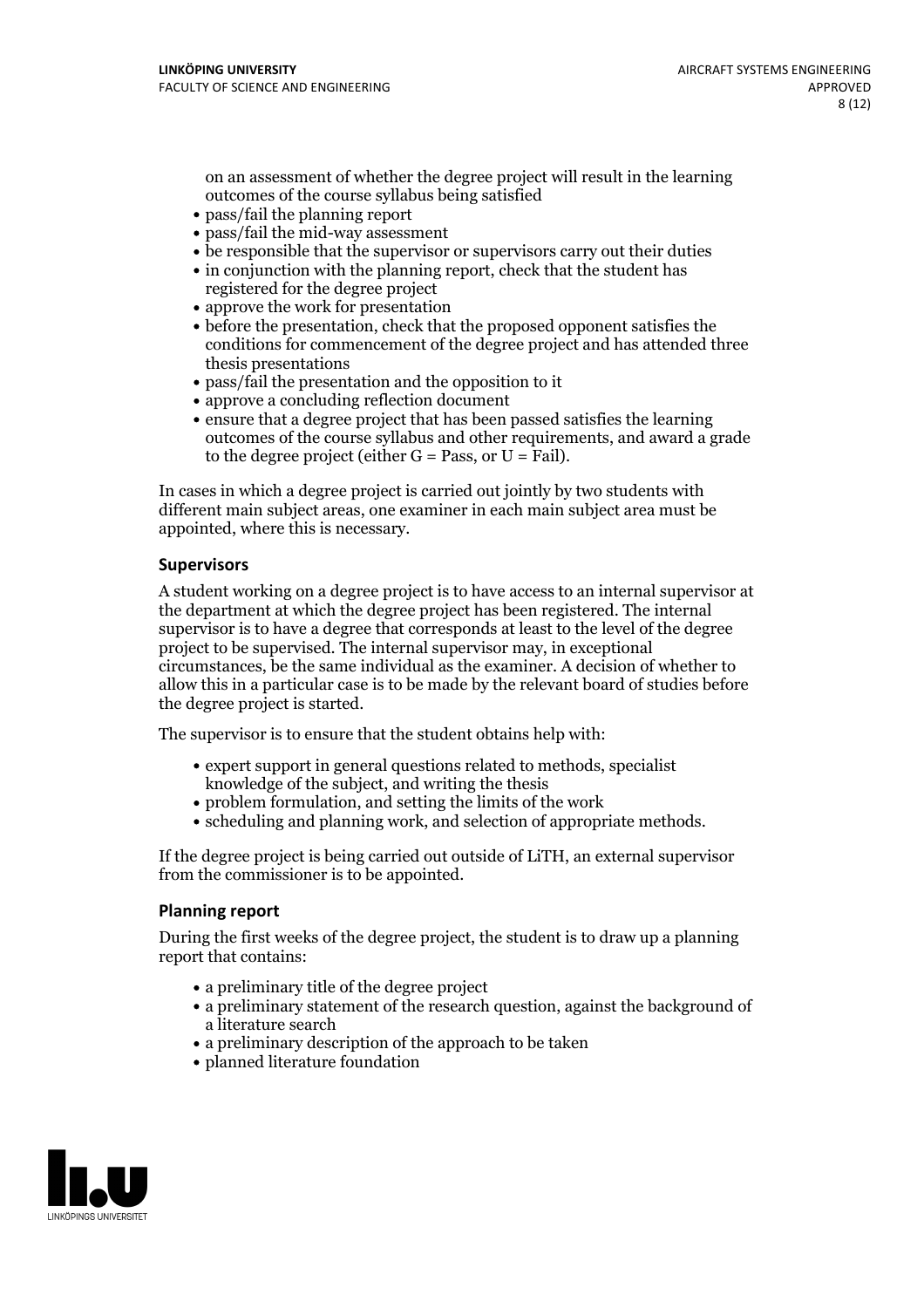on an assessment of whether the degree project will result in the learning outcomes of the course syllabus being satisfied
- pass/fail the planning report
- pass/fail the mid-way assessment
- be responsible that the supervisor or supervisors carry out their duties
- in conjunction with the planning report, check that the student has registered for the degree project
- approve the work for presentation
- before the presentation, check that the proposed opponent satisfies the conditions for commencement of the degree project and has attended three thesis presentations
- pass/fail the presentation and the opposition to it
- approve a concluding reflection document
- ensure that a degree project that has been passed satisfies the learning outcomes of the course syllabus and other requirements, and award a grade to the degree project (either G = Pass, or U = Fail).

In cases in which a degree project is carried out jointly by two students with different main subject areas, one examiner in each main subject area must be appointed, where this is necessary.

### Supervisors

A student working on a degree project is to have access to an internal supervisor at the department at which the degree project has been registered. The internal supervisor is to have a degree that corresponds at least to the level of the degree project to be supervised. The internal supervisor may, in exceptional circumstances, be the same individual as the examiner. A decision of whether to allow this in a particular case is to be made by the relevant board of studies before the degree project is started.

The supervisor is to ensure that the student obtains help with:

- expert support in general questions related to methods, specialist knowledge of the subject, and writing the thesis
- problem formulation, and setting the limits of the work
- scheduling and planning work, and selection of appropriate methods.

If the degree project is being carried out outside of LiTH, an external supervisor from the commissioner is to be appointed.

### Planning report

During the first weeks of the degree project, the student is to draw up a planning report that contains:

- a preliminary title of the degree project
- a preliminary statement of the research question, against the background of a literature search
- a preliminary description of the approach to be taken
- planned literature foundation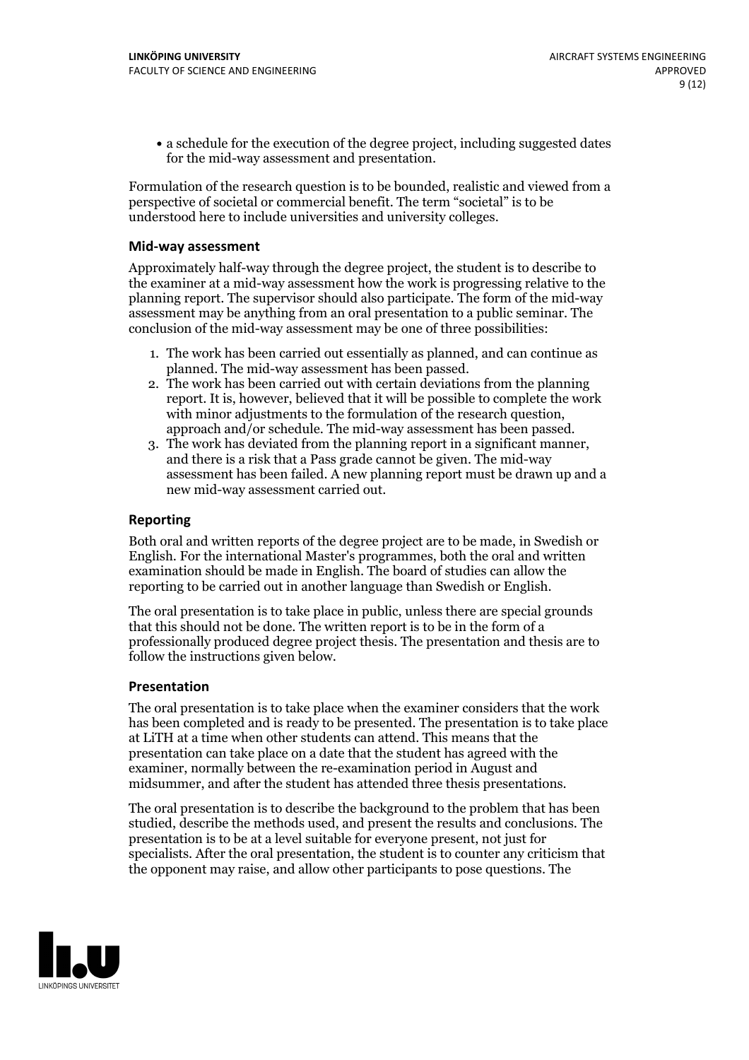- a schedule for the execution of the degree project, including suggested dates for the mid-way assessment and presentation.

Formulation of the research question is to be bounded, realistic and viewed from a perspective of societal or commercial benefit. The term "societal" is to be understood here to include universities and university colleges.

### Mid-way assessment

Approximately half-way through the degree project, the student is to describe to the examiner at a mid-way assessment how the work is progressing relative to the planning report. The supervisor should also participate. The form of the mid-way assessment may be anything from an oral presentation to a public seminar. The conclusion of the mid-way assessment may be one of three possibilities:

1. The work has been carried out essentially as planned, and can continue as planned. The mid-way assessment has been passed.
2. The work has been carried out with certain deviations from the planning report. It is, however, believed that it will be possible to complete the work with minor adjustments to the formulation of the research question, approach and/or schedule. The mid-way assessment has been passed.
3. The work has deviated from the planning report in a significant manner, and there is a risk that a Pass grade cannot be given. The mid-way assessment has been failed. A new planning report must be drawn up and a new mid-way assessment carried out.

### Reporting

Both oral and written reports of the degree project are to be made, in Swedish or English. For the international Master's programmes, both the oral and written examination should be made in English. The board of studies can allow the reporting to be carried out in another language than Swedish or English.

The oral presentation is to take place in public, unless there are special grounds that this should not be done. The written report is to be in the form of a professionally produced degree project thesis. The presentation and thesis are to follow the instructions given below.

### Presentation

The oral presentation is to take place when the examiner considers that the work has been completed and is ready to be presented. The presentation is to take place at LiTH at a time when other students can attend. This means that the presentation can take place on a date that the student has agreed with the examiner, normally between the re-examination period in August and midsummer, and after the student has attended three thesis presentations.

The oral presentation is to describe the background to the problem that has been studied, describe the methods used, and present the results and conclusions. The presentation is to be at a level suitable for everyone present, not just for specialists. After the oral presentation, the student is to counter any criticism that the opponent may raise, and allow other participants to pose questions. The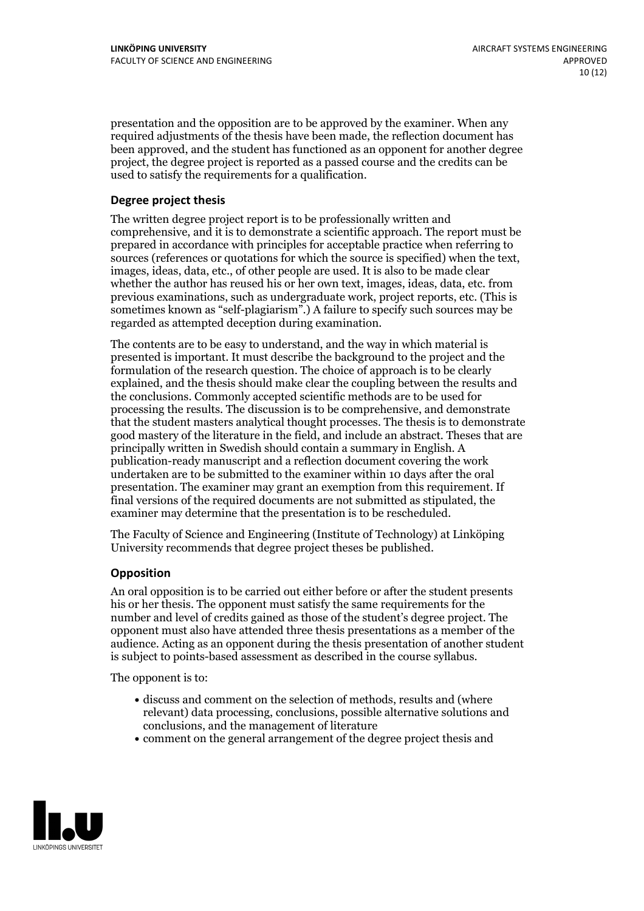presentation and the opposition are to be approved by the examiner. When any required adjustments of the thesis have been made, the reflection document has been approved, and the student has functioned as an opponent for another degree project, the degree project is reported as a passed course and the credits can be used to satisfy the requirements for a qualification.

### Degree project thesis

The written degree project report is to be professionally written and comprehensive, and it is to demonstrate a scientific approach. The report must be prepared in accordance with principles for acceptable practice when referring to sources (references or quotations for which the source is specified) when the text, images, ideas, data, etc., of other people are used. It is also to be made clear whether the author has reused his or her own text, images, ideas, data, etc. from previous examinations, such as undergraduate work, project reports, etc. (This is sometimes known as "self-plagiarism".) A failure to specify such sources may be regarded as attempted deception during examination.

The contents are to be easy to understand, and the way in which material is presented is important. It must describe the background to the project and the formulation of the research question. The choice of approach is to be clearly explained, and the thesis should make clear the coupling between the results and the conclusions. Commonly accepted scientific methods are to be used for processing the results. The discussion is to be comprehensive, and demonstrate that the student masters analytical thought processes. The thesis is to demonstrate good mastery of the literature in the field, and include an abstract. Theses that are principally written in Swedish should contain a summary in English. A publication-ready manuscript and a reflection document covering the work undertaken are to be submitted to the examiner within 10 days after the oral presentation. The examiner may grant an exemption from this requirement. If final versions of the required documents are not submitted as stipulated, the examiner may determine that the presentation is to be rescheduled.

The Faculty of Science and Engineering (Institute of Technology) at Linköping University recommends that degree project theses be published.

### Opposition

An oral opposition is to be carried out either before or after the student presents his or her thesis. The opponent must satisfy the same requirements for the number and level of credits gained as those of the student's degree project. The opponent must also have attended three thesis presentations as a member of the audience. Acting as an opponent during the thesis presentation of another student is subject to points-based assessment as described in the course syllabus.

The opponent is to:

- discuss and comment on the selection of methods, results and (where relevant) data processing, conclusions, possible alternative solutions and conclusions, and the management of literature
- comment on the general arrangement of the degree project thesis and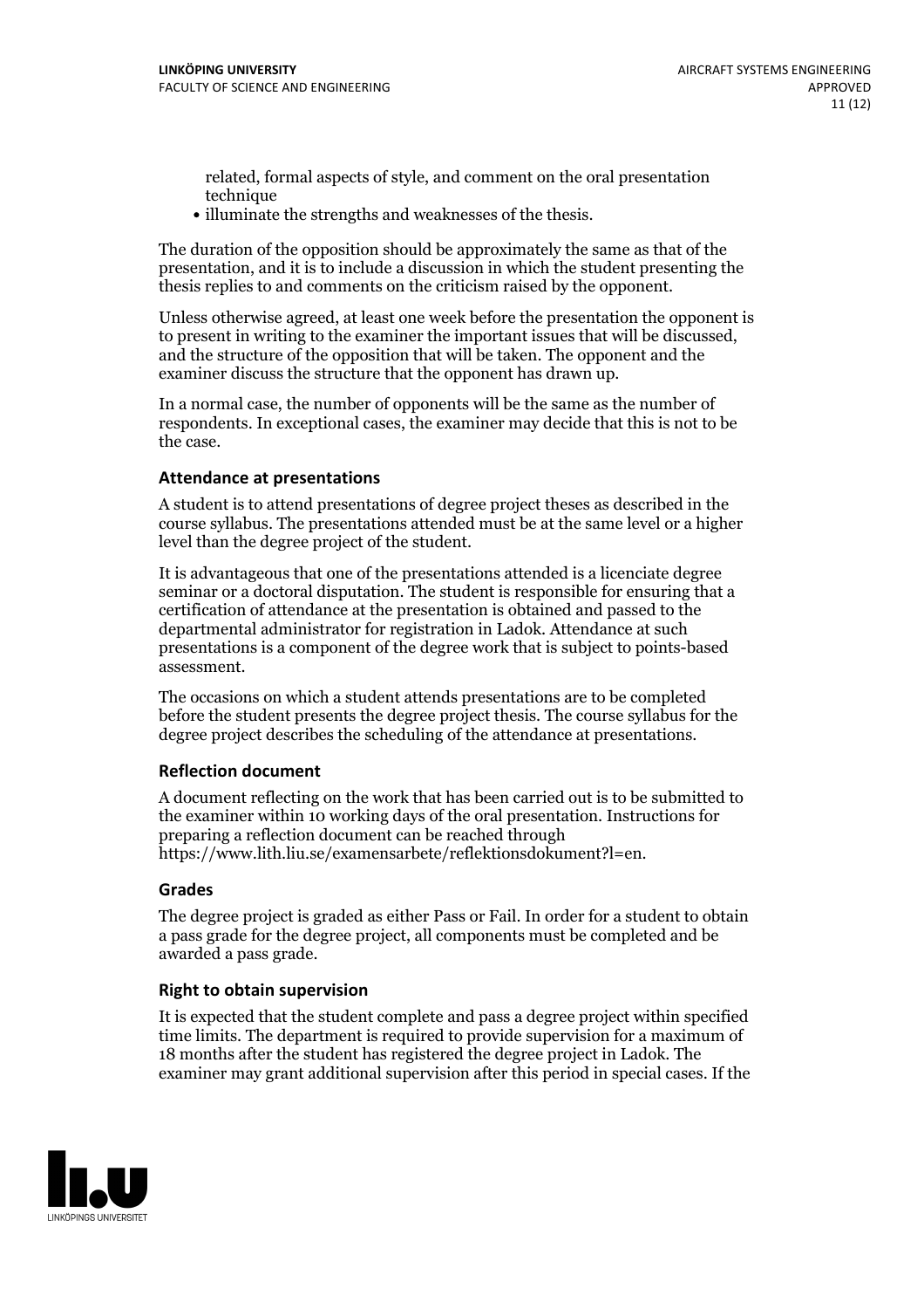related, formal aspects of style, and comment on the oral presentation technique
- illuminate the strengths and weaknesses of the thesis.

The duration of the opposition should be approximately the same as that of the presentation, and it is to include a discussion in which the student presenting the thesis replies to and comments on the criticism raised by the opponent.

Unless otherwise agreed, at least one week before the presentation the opponent is to present in writing to the examiner the important issues that will be discussed, and the structure of the opposition that will be taken. The opponent and the examiner discuss the structure that the opponent has drawn up.

In a normal case, the number of opponents will be the same as the number of respondents. In exceptional cases, the examiner may decide that this is not to be the case.

### Attendance at presentations

A student is to attend presentations of degree project theses as described in the course syllabus. The presentations attended must be at the same level or a higher level than the degree project of the student.

It is advantageous that one of the presentations attended is a licenciate degree seminar or a doctoral disputation. The student is responsible for ensuring that a certification of attendance at the presentation is obtained and passed to the departmental administrator for registration in Ladok. Attendance at such presentations is a component of the degree work that is subject to points-based assessment.

The occasions on which a student attends presentations are to be completed before the student presents the degree project thesis. The course syllabus for the degree project describes the scheduling of the attendance at presentations.

### Reflection document

A document reflecting on the work that has been carried out is to be submitted to the examiner within 10 working days of the oral presentation. Instructions for preparing a reflection document can be reached through https://www.lith.liu.se/examensarbete/reflektionsdokument?l=en.

### Grades

The degree project is graded as either Pass or Fail. In order for a student to obtain a pass grade for the degree project, all components must be completed and be awarded a pass grade.

### Right to obtain supervision

It is expected that the student complete and pass a degree project within specified time limits. The department is required to provide supervision for a maximum of 18 months after the student has registered the degree project in Ladok. The examiner may grant additional supervision after this period in special cases. If the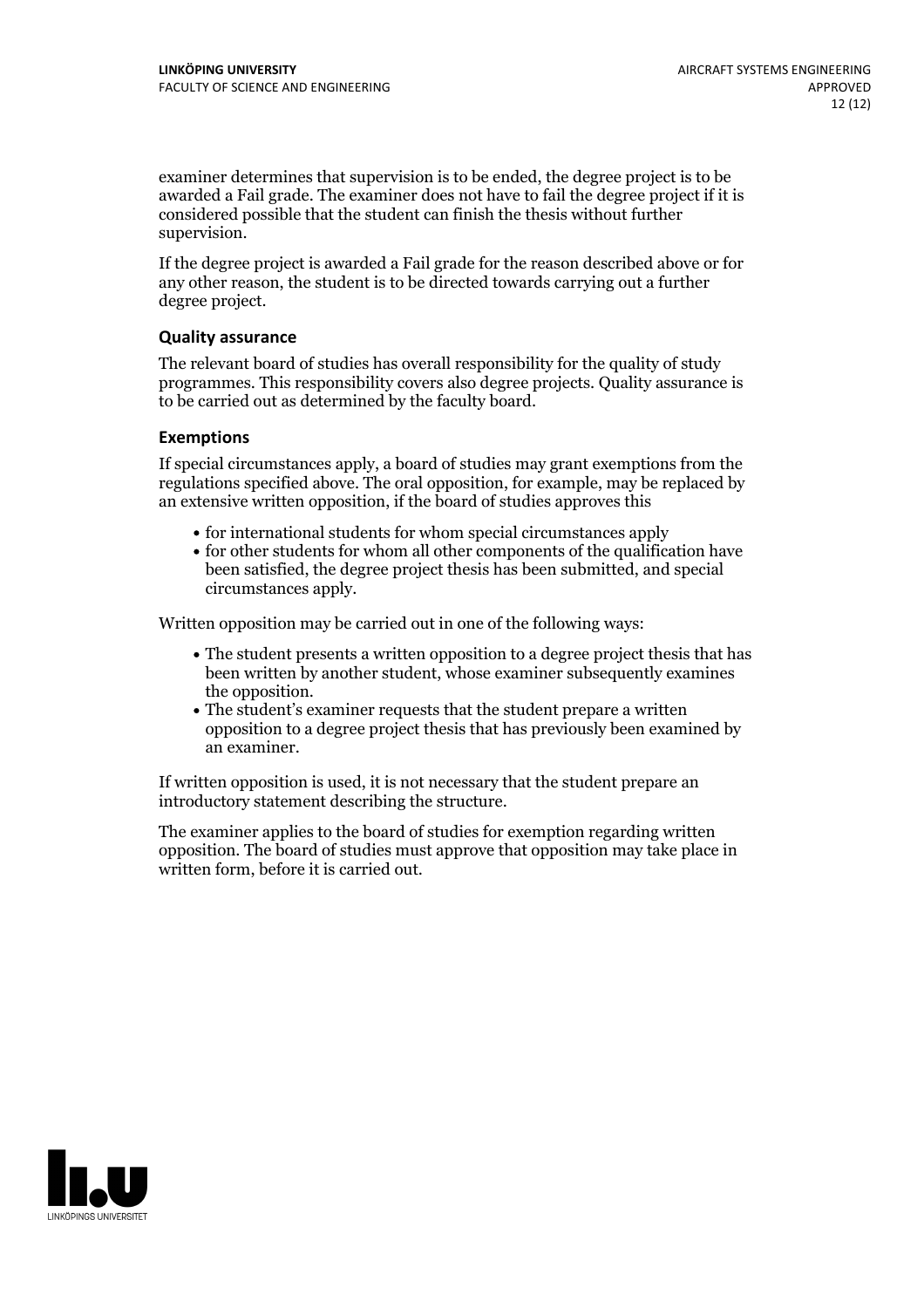examiner determines that supervision is to be ended, the degree project is to be awarded a Fail grade. The examiner does not have to fail the degree project if it is considered possible that the student can finish the thesis without further supervision.

If the degree project is awarded a Fail grade for the reason described above or for any other reason, the student is to be directed towards carrying out a further degree project.

### Quality assurance

The relevant board of studies has overall responsibility for the quality of study programmes. This responsibility covers also degree projects. Quality assurance is to be carried out as determined by the faculty board.

### Exemptions

If special circumstances apply, a board of studies may grant exemptions from the regulations specified above. The oral opposition, for example, may be replaced by an extensive written opposition, if the board of studies approves this

- for international students for whom special circumstances apply
- for other students for whom all other components of the qualification have been satisfied, the degree project thesis has been submitted, and special circumstances apply.

Written opposition may be carried out in one of the following ways:

- The student presents a written opposition to a degree project thesis that has been written by another student, whose examiner subsequently examines the opposition.
- The student's examiner requests that the student prepare a written opposition to a degree project thesis that has previously been examined by an examiner.

If written opposition is used, it is not necessary that the student prepare an introductory statement describing the structure.

The examiner applies to the board of studies for exemption regarding written opposition. The board of studies must approve that opposition may take place in written form, before it is carried out.